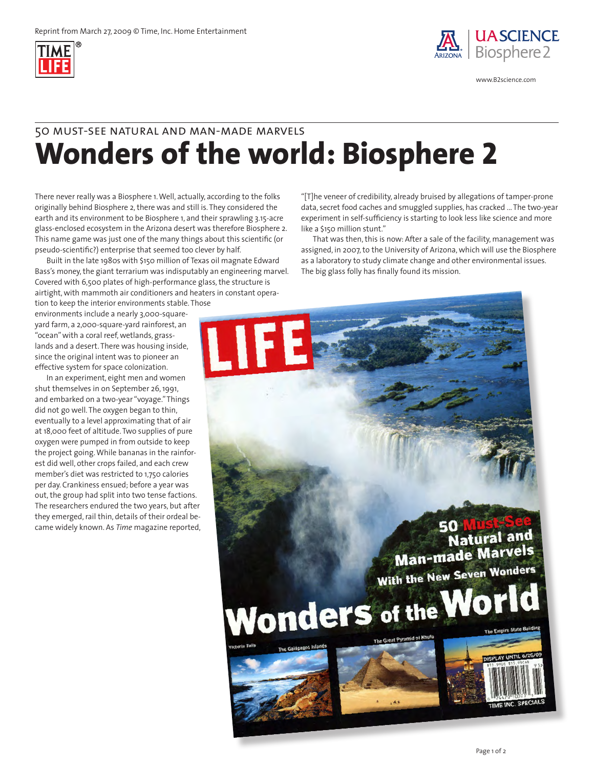Reprint from March 27, 2009 © Time, Inc. Home Entertainment

www.B2science.com

50 MUST-SEE NATURAL AND MAN-MADE MARVELS

# Wonders of the world: Biosphere 2

There never really was a Biosphere 1. Well, actually, according to the folks originally behind Biosphere 2, there was and still is. They considered the earth and its environment to be Biosphere 1, and their sprawling 3.15-acre glass-enclosed ecosystem in the Arizona desert was therefore Biosphere 2. This name game was just one of the many things about this scientific (or pseudo-scientific?) enterprise that seemed too clever by half.

Built in the late 1980s with $150 million of Texas oil magnate Edward Bass's money, the giant terrarium was indisputably an engineering marvel. Covered with 6,500 plates of high-performance glass, the structure is airtight, with mammoth air conditioners and heaters in constant operation to keep the interior environments stable. Those environments include a nearly 3,000-square-yard farm, a 2,000-square-yard rainforest, an "ocean" with a coral reef, wetlands, grasslands and a desert. There was housing inside, since the original intent was to pioneer an effective system for space colonization.

In an experiment, eight men and women shut themselves in on September 26, 1991, and embarked on a two-year "voyage." Things did not go well. The oxygen began to thin, eventually to a level approximating that of air at 18,000 feet of altitude. Two supplies of pure oxygen were pumped in from outside to keep the project going. While bananas in the rainforest did well, other crops failed, and each crew member's diet was restricted to 1,750 calories per day. Crankiness ensued; before a year was out, the group had split into two tense factions. The researchers endured the two years, but after they emerged, rail thin, details of their ordeal became widely known. As *Time* magazine reported, "[T]he veneer of credibility, already bruised by allegations of tamper-prone data, secret food caches and smuggled supplies, has cracked ... The two-year experiment in self-sufficiency is starting to look less like science and more like a $150 million stunt."

That was then, this is now: After a sale of the facility, management was assigned, in 2007, to the University of Arizona, which will use the Biosphere as a laboratory to study climate change and other environmental issues. The big glass folly has finally found its mission.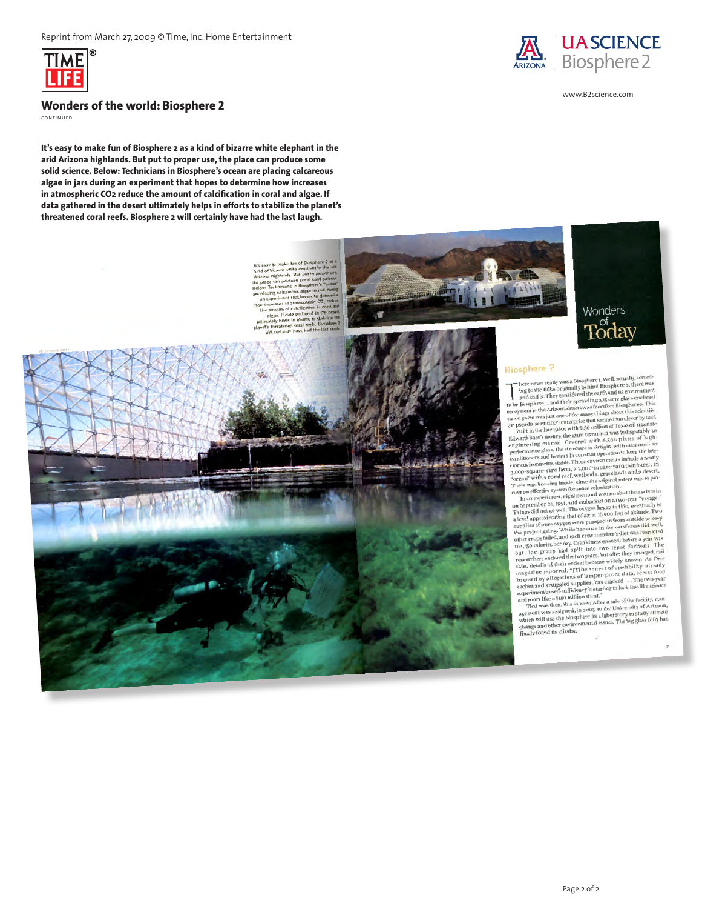Reprint from March 27, 2009 © Time, Inc. Home Entertainment

www.B2science.com

## Wonders of the world: Biosphere 2

CONTINUED

**It's easy to make fun of Biosphere 2 as a kind of bizarre white elephant in the arid Arizona highlands. But put to proper use, the place can produce some solid science. Below: Technicians in Biosphere's ocean are placing calcareous algae in jars during an experiment that hopes to determine how increases in atmospheric $CO_2$ reduce the amount of calcification in coral and algae. If data gathered in the desert ultimately helps in efforts to stabilize the planet's threatened coral reefs. Biosphere 2 will certainly have had the last laugh.**

Wonders of Today

### Biosphere 2

There never really was a Biosphere 1. Well, actually, according to the folks originally behind Biosphere 2, there was and still is. They considered the earth and its environment to be Biosphere 1, and their sprawling 3.15-acre glass-enclosed ecosystem in the Arizona desert was therefore Biosphere 2. This naive gaze was just one of the many things about this scientific (or pseudo-scientific?) enterprise that seemed too clever by half.

Built in the late 1980s with $150 million of Texas oil magnate Edward Bass's money, the giant terrarium was indisputably an engineering marvel. Covered with 6,500 plates of high-performance glass, the structure is airtight, with mammoth air conditioners and heaters in constant operation to keep the interior environments stable. Those environments include a nearly 3,000-square-yard farm, a 2,000-square-yard rainforest, an "ocean" with a coral reef, wetlands, grasslands and a desert. There was housing inside, since the original intent was to pioneer an effective system for space colonization.

In an experiment, eight men and women shut themselves in on September 26, 1991, and embarked on a two-year "voyage." Things did not go well. The oxygen began to thin, eventually to a level approximating that of air at 18,000 feet of altitude. Two supplies of pure oxygen were pumped in from outside to keep the project going. While bananas in the rainforest did well, other crops failed, and each crew member's diet was restricted to 1,750 calories per day. Crankiness ensued; before a year was out, the group had split into two tense factions. The researchers endured the two years, but after they emerged, rail thin, details of their ordeal became widely known. As *Time* magazine reported, "[T]he veneer of credibility, already bruised by allegations of tamper-prone data, secret food caches and smuggled supplies, has cracked . . . The two-year experiment in self-sufficiency is starting to look less like science and more like a $150 million stunt."

That was then, this is now. After a sale of the facility, management was assigned, in 2007, to the University of Arizona, which will use the Biosphere as a laboratory to study climate change and other environmental issues. The big glass folly has finally found its mission.